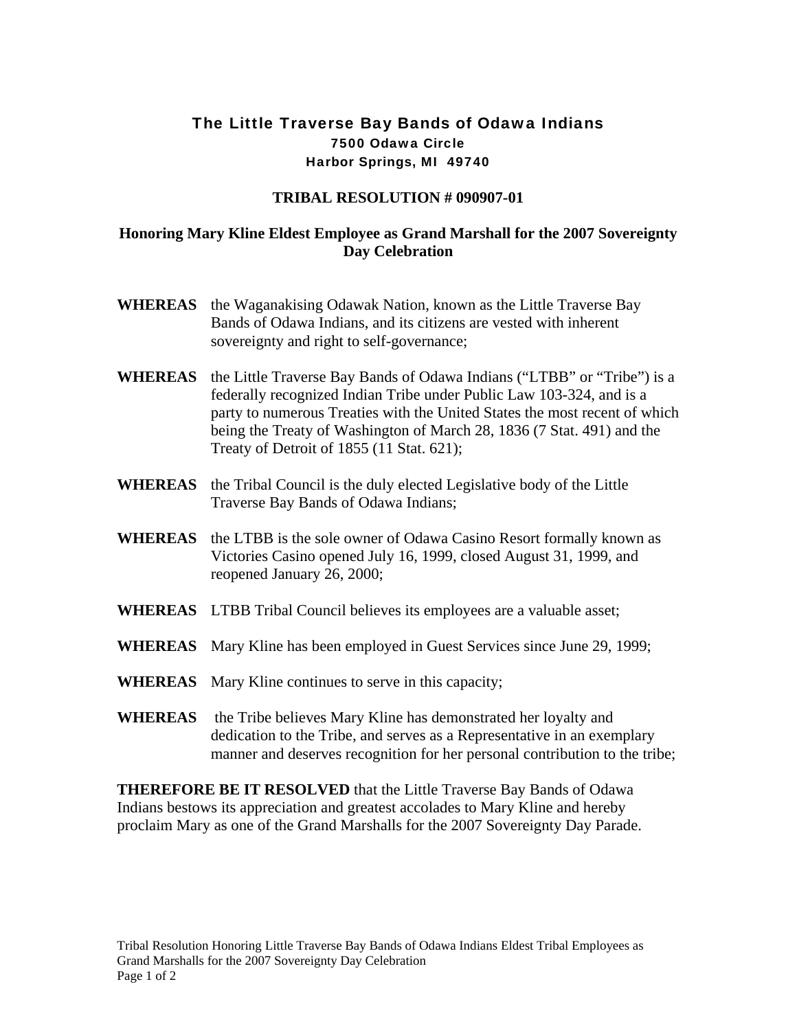# The Little Traverse Bay Bands of Odawa Indians

**7500 Odawa Circle**
**Harbor Springs, MI 49740**

## TRIBAL RESOLUTION # 090907-01

## Honoring Mary Kline Eldest Employee as Grand Marshall for the 2007 Sovereignty Day Celebration

**WHEREAS** the Waganakising Odawak Nation, known as the Little Traverse Bay Bands of Odawa Indians, and its citizens are vested with inherent sovereignty and right to self-governance;

**WHEREAS** the Little Traverse Bay Bands of Odawa Indians ("LTBB" or "Tribe") is a federally recognized Indian Tribe under Public Law 103-324, and is a party to numerous Treaties with the United States the most recent of which being the Treaty of Washington of March 28, 1836 (7 Stat. 491) and the Treaty of Detroit of 1855 (11 Stat. 621);

**WHEREAS** the Tribal Council is the duly elected Legislative body of the Little Traverse Bay Bands of Odawa Indians;

**WHEREAS** the LTBB is the sole owner of Odawa Casino Resort formally known as Victories Casino opened July 16, 1999, closed August 31, 1999, and reopened January 26, 2000;

**WHEREAS** LTBB Tribal Council believes its employees are a valuable asset;

**WHEREAS** Mary Kline has been employed in Guest Services since June 29, 1999;

**WHEREAS** Mary Kline continues to serve in this capacity;

**WHEREAS** the Tribe believes Mary Kline has demonstrated her loyalty and dedication to the Tribe, and serves as a Representative in an exemplary manner and deserves recognition for her personal contribution to the tribe;

**THEREFORE BE IT RESOLVED** that the Little Traverse Bay Bands of Odawa Indians bestows its appreciation and greatest accolades to Mary Kline and hereby proclaim Mary as one of the Grand Marshalls for the 2007 Sovereignty Day Parade.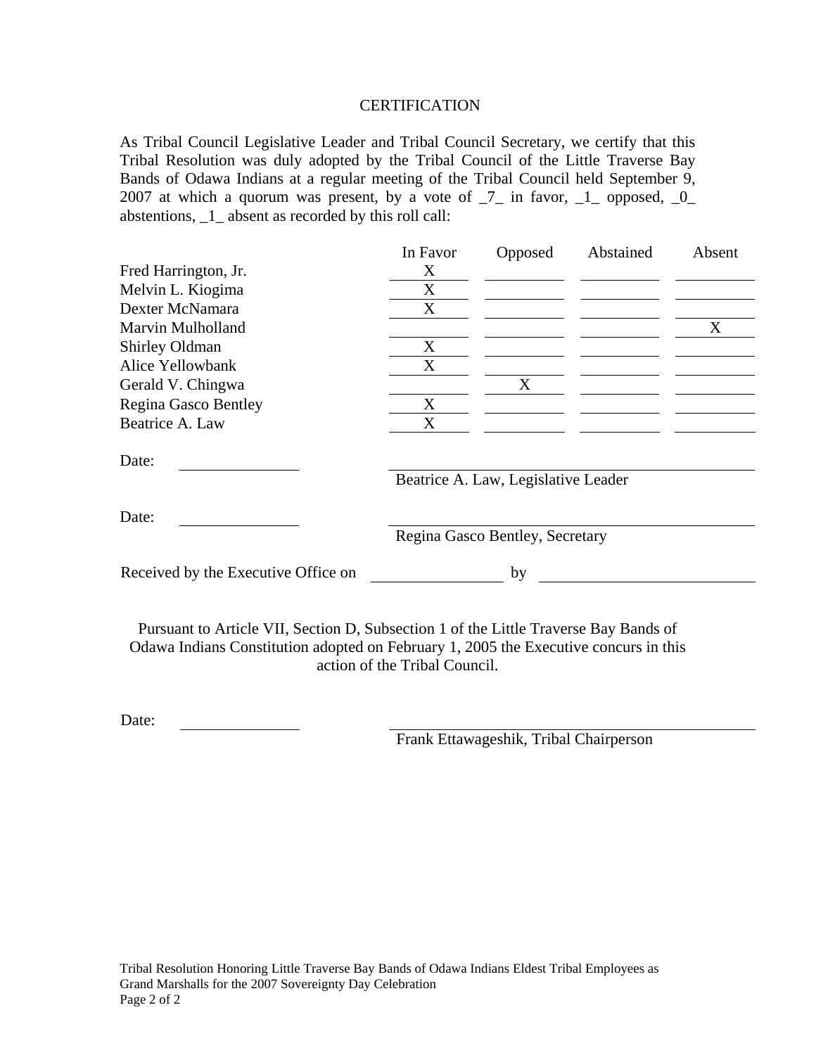## CERTIFICATION

As Tribal Council Legislative Leader and Tribal Council Secretary, we certify that this Tribal Resolution was duly adopted by the Tribal Council of the Little Traverse Bay Bands of Odawa Indians at a regular meeting of the Tribal Council held September 9, 2007 at which a quorum was present, by a vote of _7_ in favor, _1_ opposed, _0_ abstentions, _1_ absent as recorded by this roll call:

| | In Favor | Opposed | Abstained | Absent |
|---|---|---|---|---|
| Fred Harrington, Jr. | X | | | |
| Melvin L. Kiogima | X | | | |
| Dexter McNamara | X | | | |
| Marvin Mulholland | | | | X |
| Shirley Oldman | X | | | |
| Alice Yellowbank | X | | | |
| Gerald V. Chingwa | | X | | |
| Regina Gasco Bentley | X | | | |
| Beatrice A. Law | X | | | |

Date: ______________ ______________________________
Beatrice A. Law, Legislative Leader

Date: ______________ ______________________________
Regina Gasco Bentley, Secretary

Received by the Executive Office on ______________ by ______________________

Pursuant to Article VII, Section D, Subsection 1 of the Little Traverse Bay Bands of Odawa Indians Constitution adopted on February 1, 2005 the Executive concurs in this action of the Tribal Council.

Date: ______________ ______________________________
Frank Ettawageshik, Tribal Chairperson